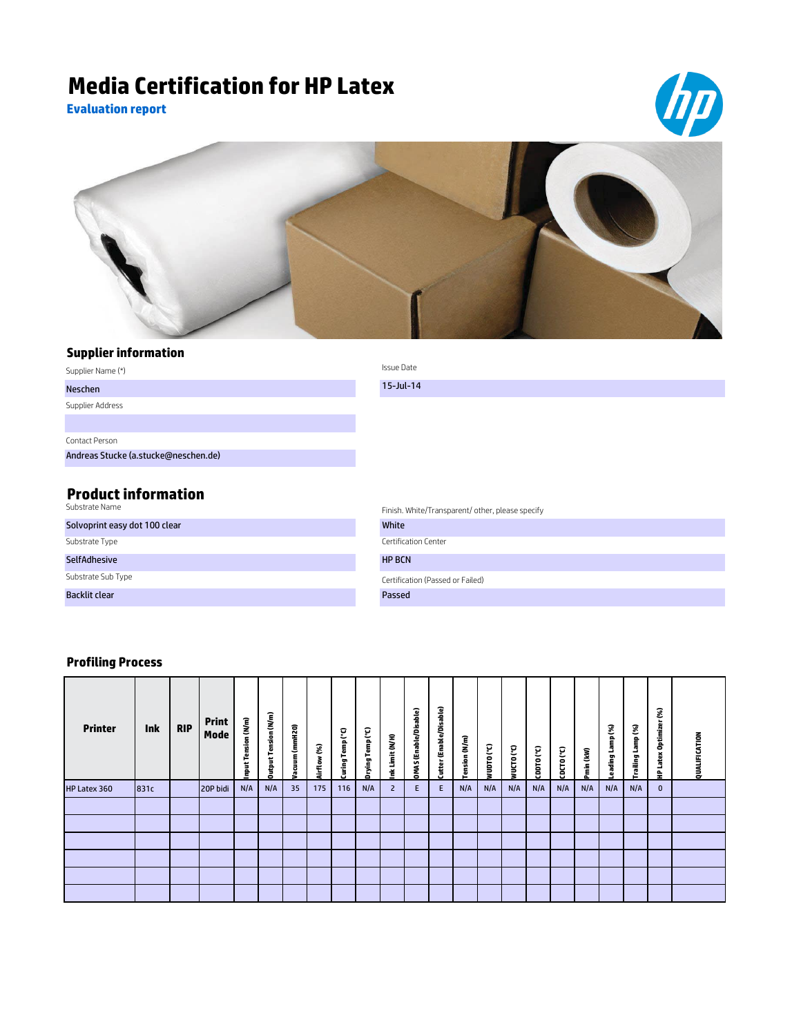# Media Certification for HP Latex

**Evaluation report**

## Supplier information

Supplier Name (*)

Neschen

Supplier Address

Contact Person

Andreas Stucke (a.stucke@neschen.de)

Issue Date

15-Jul-14

## Product information

Substrate Name

Solvoprint easy dot 100 clear

Substrate Type

SelfAdhesive

Substrate Sub Type

Backlit clear

Finish. White/Transparent/ other, please specify

White

Certification Center

HP BCN

Certification (Passed or Failed)

Passed

## Profiling Process

| Printer | Ink | RIP | Print Mode | Input Tension (N/m) | Output Tension (N/m) | Vacuum (mmH20) | Airflow (%) | Curing Temp (°C) | Drying Temp (°C) | Ink Limit (N/H) | OMAS (Enable/Disable) | Cutter (Enable/Disable) | Tension (N/m) | WUDTO (°C) | WUCTO (°C) | CDDTO (°C) | CDCTO (°C) | Pmin (kW) | Leading Lamp (%) | Trailing Lamp (%) | HP Latex Optimizer (%) | QUALIFICATION |
|---|---|---|---|---|---|---|---|---|---|---|---|---|---|---|---|---|---|---|---|---|---|---|
| HP Latex 360 | 831c | | 20P bidi | N/A | N/A | 35 | 175 | 116 | N/A | 2 | E | E | N/A | N/A | N/A | N/A | N/A | N/A | N/A | N/A | 0 | |
| | | | | | | | | | | | | | | | | | | | | | | |
| | | | | | | | | | | | | | | | | | | | | | | |
| | | | | | | | | | | | | | | | | | | | | | | |
| | | | | | | | | | | | | | | | | | | | | | | |
| | | | | | | | | | | | | | | | | | | | | | | |
| | | | | | | | | | | | | | | | | | | | | | | |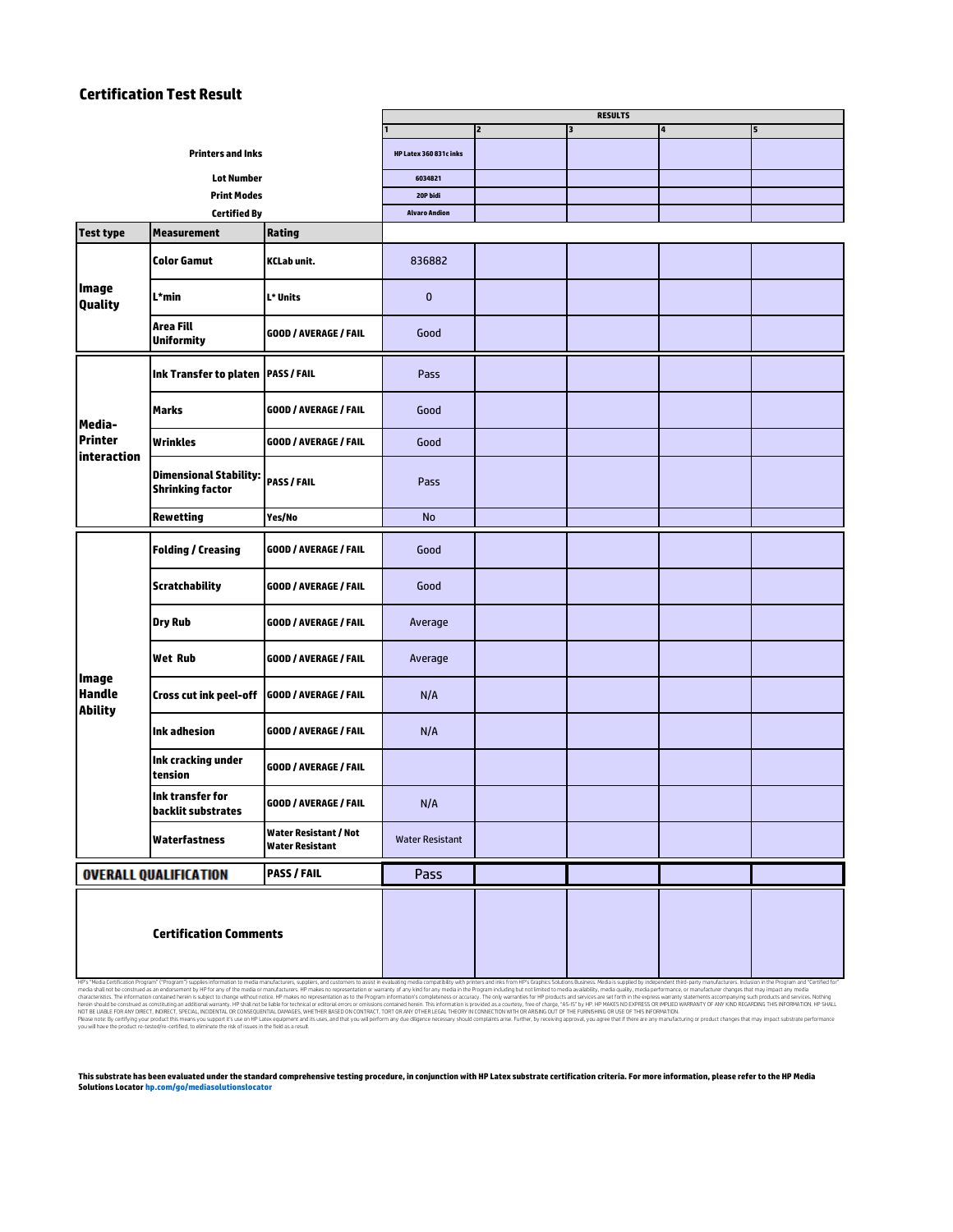## Certification Test Result

| Test type | Measurement | Rating | RESULTS 1 | 2 | 3 | 4 | 5 |
|---|---|---|---|---|---|---|---|
| | Printers and Inks | | HP Latex 360 831c inks | | | | |
| | Lot Number | | 6034821 | | | | |
| | Print Modes | | 20P bidi | | | | |
| | Certified By | | Alvaro Andion | | | | |
| Image Quality | Color Gamut | KCLab unit. | 836882 | | | | |
| | L*min | L* Units | 0 | | | | |
| | Area Fill Uniformity | GOOD / AVERAGE / FAIL | Good | | | | |
| Media-Printer interaction | Ink Transfer to platen | PASS / FAIL | Pass | | | | |
| | Marks | GOOD / AVERAGE / FAIL | Good | | | | |
| | Wrinkles | GOOD / AVERAGE / FAIL | Good | | | | |
| | Dimensional Stability: Shrinking factor | PASS / FAIL | Pass | | | | |
| | Rewetting | Yes/No | No | | | | |
| Image Handle Ability | Folding / Creasing | GOOD / AVERAGE / FAIL | Good | | | | |
| | Scratchability | GOOD / AVERAGE / FAIL | Good | | | | |
| | Dry Rub | GOOD / AVERAGE / FAIL | Average | | | | |
| | Wet Rub | GOOD / AVERAGE / FAIL | Average | | | | |
| | Cross cut ink peel-off | GOOD / AVERAGE / FAIL | N/A | | | | |
| | Ink adhesion | GOOD / AVERAGE / FAIL | N/A | | | | |
| | Ink cracking under tension | GOOD / AVERAGE / FAIL | | | | | |
| | Ink transfer for backlit substrates | GOOD / AVERAGE / FAIL | N/A | | | | |
| | Waterfastness | Water Resistant / Not Water Resistant | Water Resistant | | | | |
| **OVERALL QUALIFICATION** | | PASS / FAIL | Pass | | | | |
| **Certification Comments** | | | | | | | |

HP's "Media Certification Program" ("Program") supplies information to media manufacturers, suppliers, and customers to assist in evaluating media compatibility with printers and inks from HP's Graphics Solutions Business. Media is supplied by independent third-party manufacturers. Inclusion in the Program and "Certified for" media shall not be construed as an endorsement by HP for any of the media or manufacturers. HP makes no representation or warranty of any kind for any media in the Program including but not limited to media availability, media quality, media performance, or manufacturer changes that may impact any media characteristics. The information contained herein is subject to change without notice. HP makes no representation as to the Program information's completeness or accuracy. The only warranties for HP products and services are set forth in the express warranty statements accompanying such products and services. Nothing herein should be construed as constituting an additional warranty. HP shall not be liable for technical or editorial errors or omissions contained herein. This information is provided as a courtesy, free of charge, "AS-IS" by HP. HP MAKES NO EXPRESS OR IMPLIED WARRANTY OF ANY KIND REGARDING THIS INFORMATION. HP SHALL NOT BE LIABLE FOR ANY DIRECT, INDIRECT, SPECIAL, INCIDENTAL OR CONSEQUENTIAL DAMAGES, WHETHER BASED ON CONTRACT, TORT OR ANY OTHER LEGAL THEORY IN CONNECTION WITH OR ARISING OUT OF THE FURNISHING OR USE OF THIS INFORMATION.
Please note: By certifying your product this means you support it's use on HP Latex equipment and its uses, and that you will perform any due diligence necessary should complaints arise. Further, by receiving approval, you agree that if there are any manufacturing or product changes that may impact substrate performance you will have the product re-tested/re-certified, to eliminate the risk of issues in the field as a result.

**This substrate has been evaluated under the standard comprehensive testing procedure, in conjunction with HP Latex substrate certification criteria. For more information, please refer to the HP Media Solutions Locator hp.com/go/mediasolutionslocator**